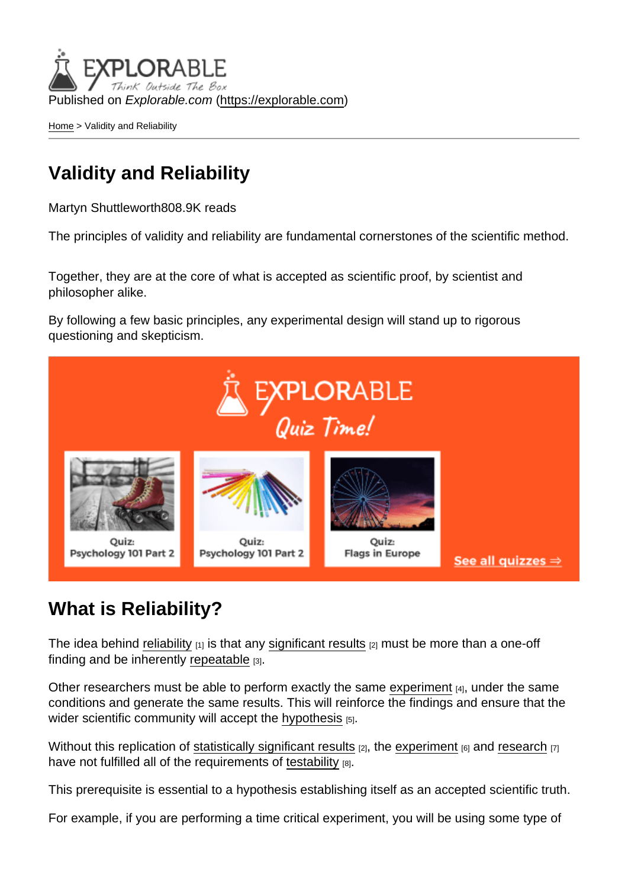Published on *Explorable.com* (https://explorable.com)

Home > Validity and Reliability

# Validity and Reliability

Martyn Shuttleworth808.9K reads

The principles of validity and reliability are fundamental cornerstones of the scientific method.

Together, they are at the core of what is accepted as scientific proof, by scientist and philosopher alike.

By following a few basic principles, any experimental design will stand up to rigorous questioning and skepticism.

EXPLORABLE
Quiz Time!

Quiz: Psychology 101 Part 2

Quiz: Psychology 101 Part 2

Quiz: Flags in Europe

See all quizzes ⇒

## What is Reliability?

The idea behind reliability [1] is that any significant results [2] must be more than a one-off finding and be inherently repeatable [3].

Other researchers must be able to perform exactly the same experiment [4], under the same conditions and generate the same results. This will reinforce the findings and ensure that the wider scientific community will accept the hypothesis [5].

Without this replication of statistically significant results [2], the experiment [6] and research [7] have not fulfilled all of the requirements of testability [8].

This prerequisite is essential to a hypothesis establishing itself as an accepted scientific truth.

For example, if you are performing a time critical experiment, you will be using some type of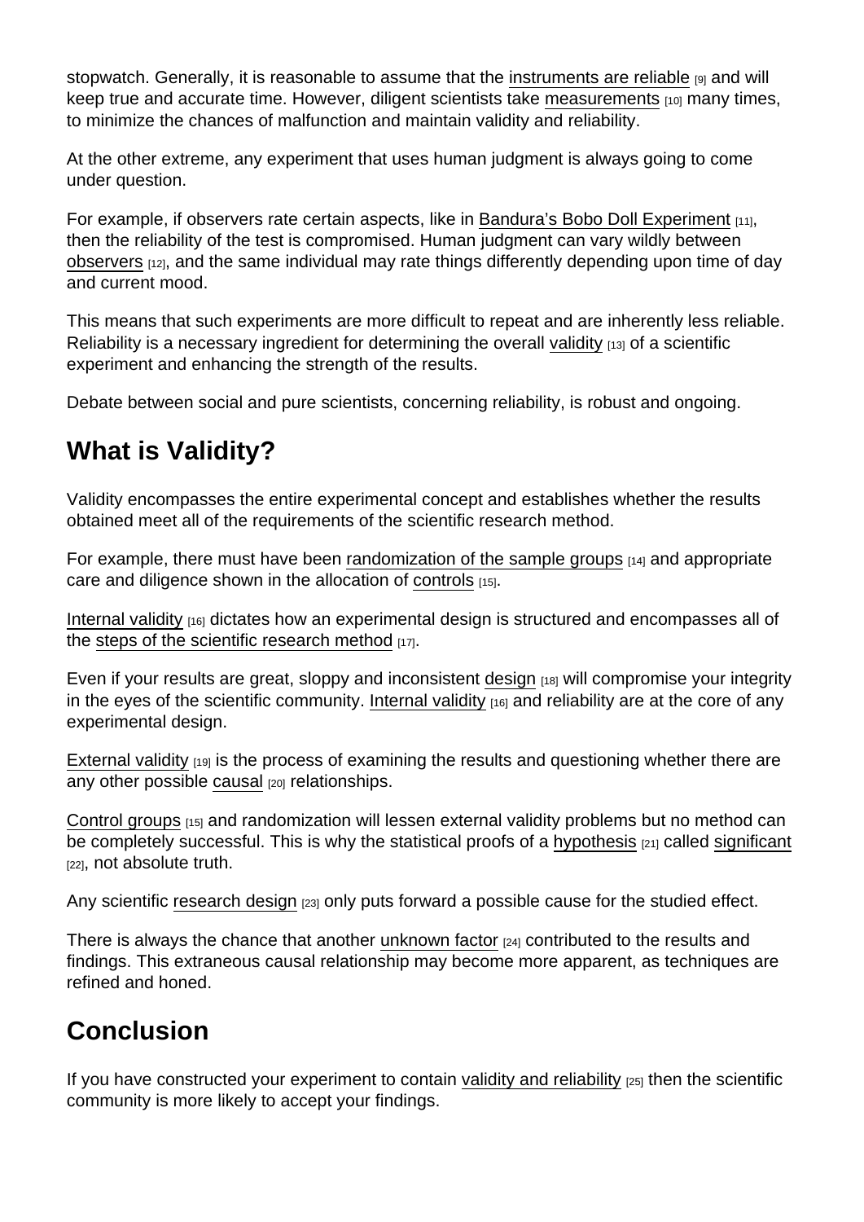stopwatch. Generally, it is reasonable to assume that the instruments are reliable [9] and will keep true and accurate time. However, diligent scientists take measurements [10] many times, to minimize the chances of malfunction and maintain validity and reliability.

At the other extreme, any experiment that uses human judgment is always going to come under question.

For example, if observers rate certain aspects, like in Bandura's Bobo Doll Experiment [11], then the reliability of the test is compromised. Human judgment can vary wildly between observers [12], and the same individual may rate things differently depending upon time of day and current mood.

This means that such experiments are more difficult to repeat and are inherently less reliable. Reliability is a necessary ingredient for determining the overall validity [13] of a scientific experiment and enhancing the strength of the results.

Debate between social and pure scientists, concerning reliability, is robust and ongoing.

## What is Validity?

Validity encompasses the entire experimental concept and establishes whether the results obtained meet all of the requirements of the scientific research method.

For example, there must have been randomization of the sample groups [14] and appropriate care and diligence shown in the allocation of controls [15].

Internal validity [16] dictates how an experimental design is structured and encompasses all of the steps of the scientific research method [17].

Even if your results are great, sloppy and inconsistent design [18] will compromise your integrity in the eyes of the scientific community. Internal validity [16] and reliability are at the core of any experimental design.

External validity [19] is the process of examining the results and questioning whether there are any other possible causal [20] relationships.

Control groups [15] and randomization will lessen external validity problems but no method can be completely successful. This is why the statistical proofs of a hypothesis [21] called significant [22], not absolute truth.

Any scientific research design [23] only puts forward a possible cause for the studied effect.

There is always the chance that another unknown factor [24] contributed to the results and findings. This extraneous causal relationship may become more apparent, as techniques are refined and honed.

## Conclusion

If you have constructed your experiment to contain validity and reliability [25] then the scientific community is more likely to accept your findings.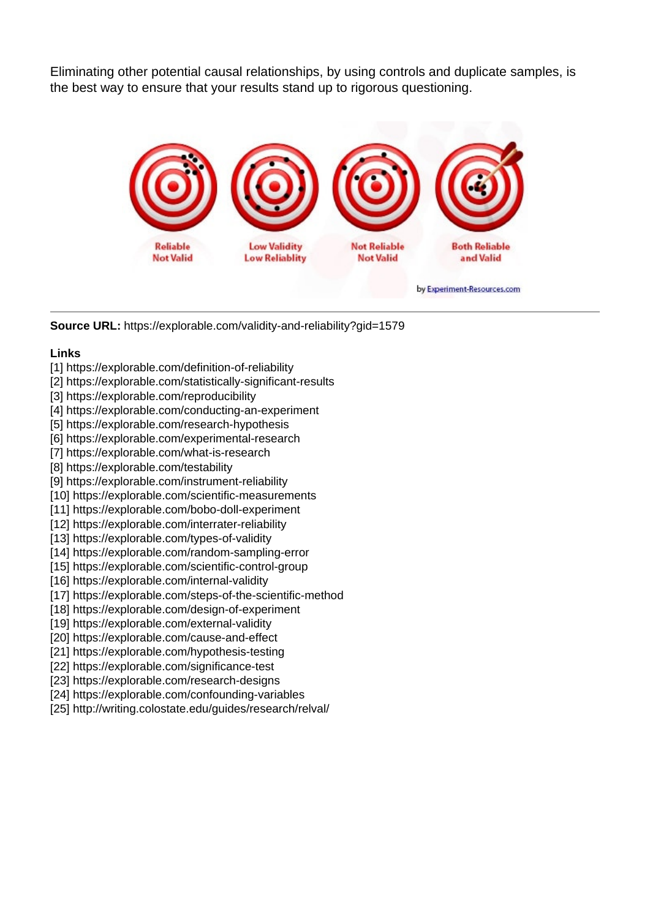Eliminating other potential causal relationships, by using controls and duplicate samples, is the best way to ensure that your results stand up to rigorous questioning.

Reliable
Not Valid

Low Validity
Low Reliablity

Not Reliable
Not Valid

Both Reliable
and Valid

by Experiment-Resources.com

---

**Source URL:** https://explorable.com/validity-and-reliability?gid=1579

**Links**

[1] https://explorable.com/definition-of-reliability
[2] https://explorable.com/statistically-significant-results
[3] https://explorable.com/reproducibility
[4] https://explorable.com/conducting-an-experiment
[5] https://explorable.com/research-hypothesis
[6] https://explorable.com/experimental-research
[7] https://explorable.com/what-is-research
[8] https://explorable.com/testability
[9] https://explorable.com/instrument-reliability
[10] https://explorable.com/scientific-measurements
[11] https://explorable.com/bobo-doll-experiment
[12] https://explorable.com/interrater-reliability
[13] https://explorable.com/types-of-validity
[14] https://explorable.com/random-sampling-error
[15] https://explorable.com/scientific-control-group
[16] https://explorable.com/internal-validity
[17] https://explorable.com/steps-of-the-scientific-method
[18] https://explorable.com/design-of-experiment
[19] https://explorable.com/external-validity
[20] https://explorable.com/cause-and-effect
[21] https://explorable.com/hypothesis-testing
[22] https://explorable.com/significance-test
[23] https://explorable.com/research-designs
[24] https://explorable.com/confounding-variables
[25] http://writing.colostate.edu/guides/research/relval/